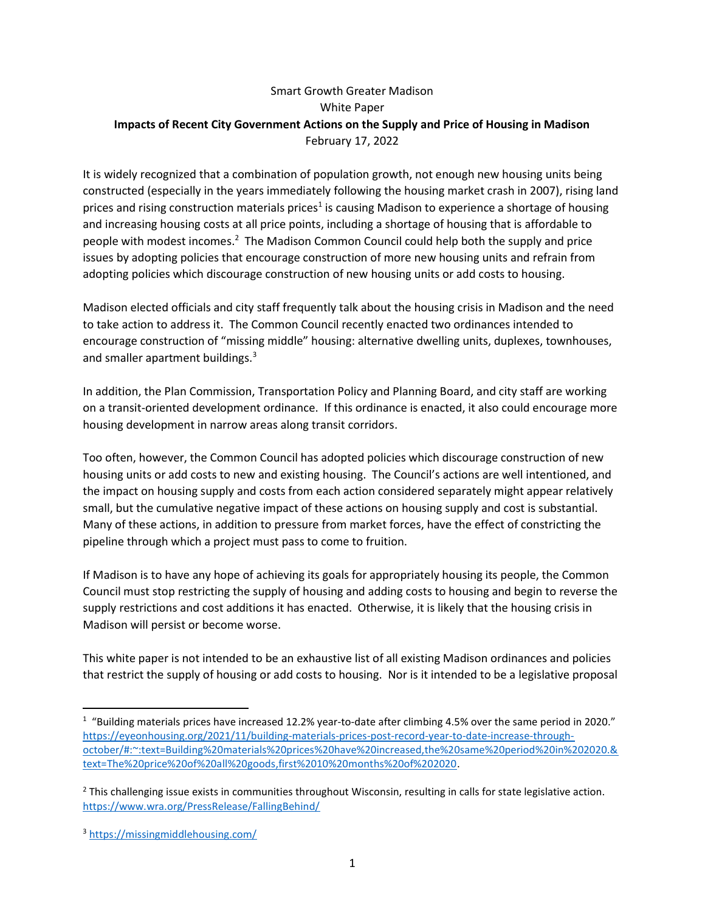Smart Growth Greater Madison

White Paper

**Impacts of Recent City Government Actions on the Supply and Price of Housing in Madison**

February 17, 2022

It is widely recognized that a combination of population growth, not enough new housing units being constructed (especially in the years immediately following the housing market crash in 2007), rising land prices and rising construction materials prices[1] is causing Madison to experience a shortage of housing and increasing housing costs at all price points, including a shortage of housing that is affordable to people with modest incomes.[2] The Madison Common Council could help both the supply and price issues by adopting policies that encourage construction of more new housing units and refrain from adopting policies which discourage construction of new housing units or add costs to housing.

Madison elected officials and city staff frequently talk about the housing crisis in Madison and the need to take action to address it. The Common Council recently enacted two ordinances intended to encourage construction of "missing middle" housing: alternative dwelling units, duplexes, townhouses, and smaller apartment buildings.[3]

In addition, the Plan Commission, Transportation Policy and Planning Board, and city staff are working on a transit-oriented development ordinance. If this ordinance is enacted, it also could encourage more housing development in narrow areas along transit corridors.

Too often, however, the Common Council has adopted policies which discourage construction of new housing units or add costs to new and existing housing. The Council's actions are well intentioned, and the impact on housing supply and costs from each action considered separately might appear relatively small, but the cumulative negative impact of these actions on housing supply and cost is substantial. Many of these actions, in addition to pressure from market forces, have the effect of constricting the pipeline through which a project must pass to come to fruition.

If Madison is to have any hope of achieving its goals for appropriately housing its people, the Common Council must stop restricting the supply of housing and adding costs to housing and begin to reverse the supply restrictions and cost additions it has enacted. Otherwise, it is likely that the housing crisis in Madison will persist or become worse.

This white paper is not intended to be an exhaustive list of all existing Madison ordinances and policies that restrict the supply of housing or add costs to housing. Nor is it intended to be a legislative proposal

---

[1] "Building materials prices have increased 12.2% year-to-date after climbing 4.5% over the same period in 2020." https://eyeonhousing.org/2021/11/building-materials-prices-post-record-year-to-date-increase-through-october/#:~:text=Building%20materials%20prices%20have%20increased,the%20same%20period%20in%202020.&text=The%20price%20of%20all%20goods,first%2010%20months%20of%202020.

[2] This challenging issue exists in communities throughout Wisconsin, resulting in calls for state legislative action. https://www.wra.org/PressRelease/FallingBehind/

[3] https://missingmiddlehousing.com/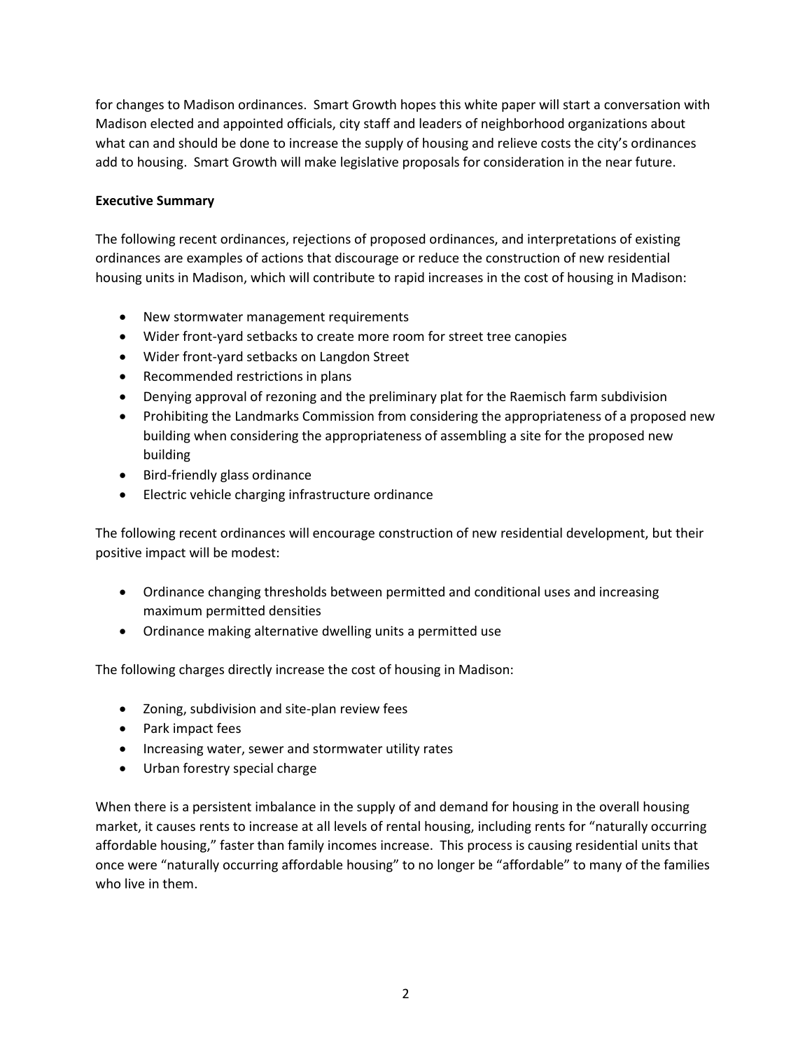for changes to Madison ordinances. Smart Growth hopes this white paper will start a conversation with Madison elected and appointed officials, city staff and leaders of neighborhood organizations about what can and should be done to increase the supply of housing and relieve costs the city's ordinances add to housing. Smart Growth will make legislative proposals for consideration in the near future.

**Executive Summary**

The following recent ordinances, rejections of proposed ordinances, and interpretations of existing ordinances are examples of actions that discourage or reduce the construction of new residential housing units in Madison, which will contribute to rapid increases in the cost of housing in Madison:

- New stormwater management requirements
- Wider front-yard setbacks to create more room for street tree canopies
- Wider front-yard setbacks on Langdon Street
- Recommended restrictions in plans
- Denying approval of rezoning and the preliminary plat for the Raemisch farm subdivision
- Prohibiting the Landmarks Commission from considering the appropriateness of a proposed new building when considering the appropriateness of assembling a site for the proposed new building
- Bird-friendly glass ordinance
- Electric vehicle charging infrastructure ordinance

The following recent ordinances will encourage construction of new residential development, but their positive impact will be modest:

- Ordinance changing thresholds between permitted and conditional uses and increasing maximum permitted densities
- Ordinance making alternative dwelling units a permitted use

The following charges directly increase the cost of housing in Madison:

- Zoning, subdivision and site-plan review fees
- Park impact fees
- Increasing water, sewer and stormwater utility rates
- Urban forestry special charge

When there is a persistent imbalance in the supply of and demand for housing in the overall housing market, it causes rents to increase at all levels of rental housing, including rents for "naturally occurring affordable housing," faster than family incomes increase. This process is causing residential units that once were "naturally occurring affordable housing" to no longer be "affordable" to many of the families who live in them.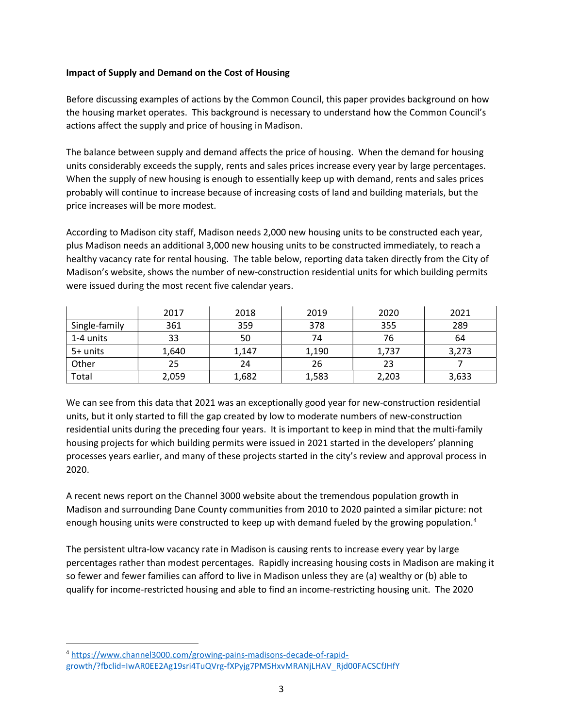**Impact of Supply and Demand on the Cost of Housing**

Before discussing examples of actions by the Common Council, this paper provides background on how the housing market operates. This background is necessary to understand how the Common Council's actions affect the supply and price of housing in Madison.

The balance between supply and demand affects the price of housing. When the demand for housing units considerably exceeds the supply, rents and sales prices increase every year by large percentages. When the supply of new housing is enough to essentially keep up with demand, rents and sales prices probably will continue to increase because of increasing costs of land and building materials, but the price increases will be more modest.

According to Madison city staff, Madison needs 2,000 new housing units to be constructed each year, plus Madison needs an additional 3,000 new housing units to be constructed immediately, to reach a healthy vacancy rate for rental housing. The table below, reporting data taken directly from the City of Madison's website, shows the number of new-construction residential units for which building permits were issued during the most recent five calendar years.

| | 2017 | 2018 | 2019 | 2020 | 2021 |
|---|---|---|---|---|---|
| Single-family | 361 | 359 | 378 | 355 | 289 |
| 1-4 units | 33 | 50 | 74 | 76 | 64 |
| 5+ units | 1,640 | 1,147 | 1,190 | 1,737 | 3,273 |
| Other | 25 | 24 | 26 | 23 | 7 |
| Total | 2,059 | 1,682 | 1,583 | 2,203 | 3,633 |

We can see from this data that 2021 was an exceptionally good year for new-construction residential units, but it only started to fill the gap created by low to moderate numbers of new-construction residential units during the preceding four years. It is important to keep in mind that the multi-family housing projects for which building permits were issued in 2021 started in the developers' planning processes years earlier, and many of these projects started in the city's review and approval process in 2020.

A recent news report on the Channel 3000 website about the tremendous population growth in Madison and surrounding Dane County communities from 2010 to 2020 painted a similar picture: not enough housing units were constructed to keep up with demand fueled by the growing population.[4]

The persistent ultra-low vacancy rate in Madison is causing rents to increase every year by large percentages rather than modest percentages. Rapidly increasing housing costs in Madison are making it so fewer and fewer families can afford to live in Madison unless they are (a) wealthy or (b) able to qualify for income-restricted housing and able to find an income-restricting housing unit. The 2020

[4] https://www.channel3000.com/growing-pains-madisons-decade-of-rapid-growth/?fbclid=IwAR0EE2Ag19sri4TuQVrg-fXPyjg7PMSHxvMRANjLHAV_Rjd00FACSCfJHfY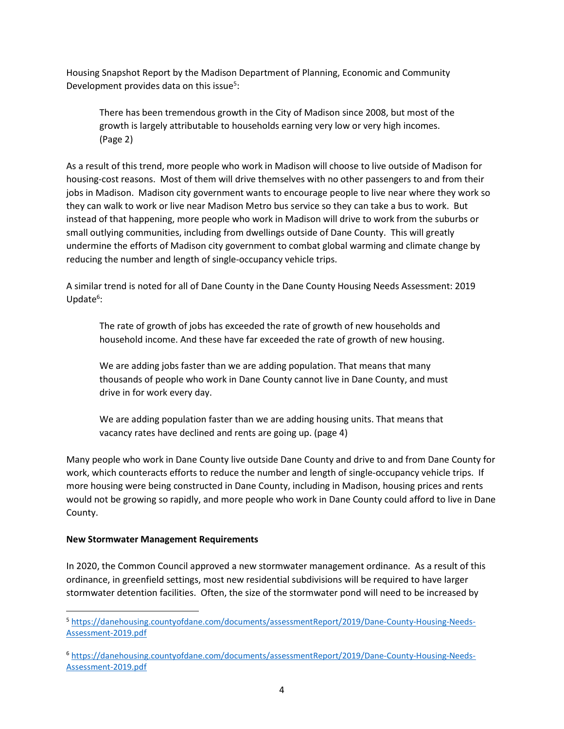Housing Snapshot Report by the Madison Department of Planning, Economic and Community Development provides data on this issue[5]:

> There has been tremendous growth in the City of Madison since 2008, but most of the growth is largely attributable to households earning very low or very high incomes. (Page 2)

As a result of this trend, more people who work in Madison will choose to live outside of Madison for housing-cost reasons. Most of them will drive themselves with no other passengers to and from their jobs in Madison. Madison city government wants to encourage people to live near where they work so they can walk to work or live near Madison Metro bus service so they can take a bus to work. But instead of that happening, more people who work in Madison will drive to work from the suburbs or small outlying communities, including from dwellings outside of Dane County. This will greatly undermine the efforts of Madison city government to combat global warming and climate change by reducing the number and length of single-occupancy vehicle trips.

A similar trend is noted for all of Dane County in the Dane County Housing Needs Assessment: 2019 Update[6]:

> The rate of growth of jobs has exceeded the rate of growth of new households and household income. And these have far exceeded the rate of growth of new housing.
>
> We are adding jobs faster than we are adding population. That means that many thousands of people who work in Dane County cannot live in Dane County, and must drive in for work every day.
>
> We are adding population faster than we are adding housing units. That means that vacancy rates have declined and rents are going up. (page 4)

Many people who work in Dane County live outside Dane County and drive to and from Dane County for work, which counteracts efforts to reduce the number and length of single-occupancy vehicle trips. If more housing were being constructed in Dane County, including in Madison, housing prices and rents would not be growing so rapidly, and more people who work in Dane County could afford to live in Dane County.

**New Stormwater Management Requirements**

In 2020, the Common Council approved a new stormwater management ordinance. As a result of this ordinance, in greenfield settings, most new residential subdivisions will be required to have larger stormwater detention facilities. Often, the size of the stormwater pond will need to be increased by

---

[5] https://danehousing.countyofdane.com/documents/assessmentReport/2019/Dane-County-Housing-Needs-Assessment-2019.pdf

[6] https://danehousing.countyofdane.com/documents/assessmentReport/2019/Dane-County-Housing-Needs-Assessment-2019.pdf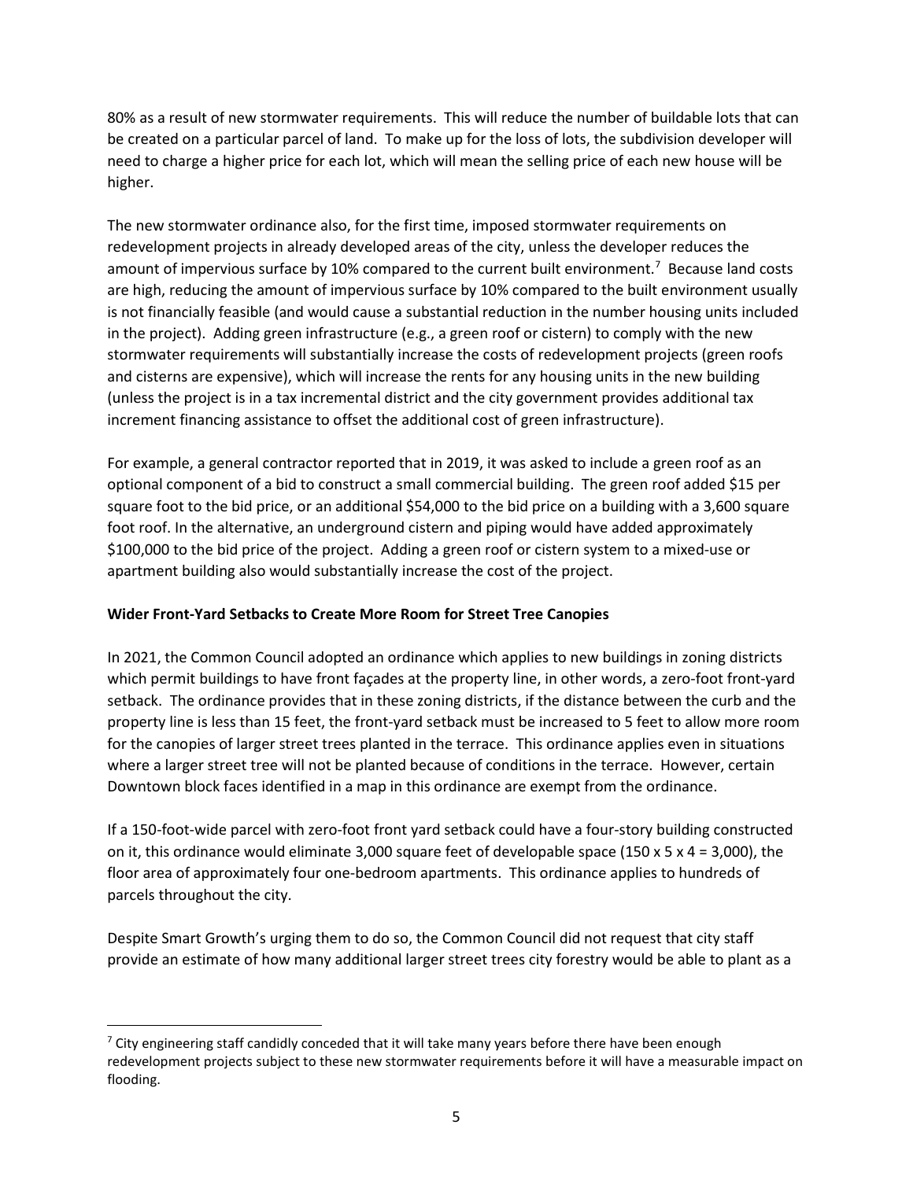80% as a result of new stormwater requirements. This will reduce the number of buildable lots that can be created on a particular parcel of land. To make up for the loss of lots, the subdivision developer will need to charge a higher price for each lot, which will mean the selling price of each new house will be higher.

The new stormwater ordinance also, for the first time, imposed stormwater requirements on redevelopment projects in already developed areas of the city, unless the developer reduces the amount of impervious surface by 10% compared to the current built environment.[7] Because land costs are high, reducing the amount of impervious surface by 10% compared to the built environment usually is not financially feasible (and would cause a substantial reduction in the number housing units included in the project). Adding green infrastructure (e.g., a green roof or cistern) to comply with the new stormwater requirements will substantially increase the costs of redevelopment projects (green roofs and cisterns are expensive), which will increase the rents for any housing units in the new building (unless the project is in a tax incremental district and the city government provides additional tax increment financing assistance to offset the additional cost of green infrastructure).

For example, a general contractor reported that in 2019, it was asked to include a green roof as an optional component of a bid to construct a small commercial building. The green roof added $15 per square foot to the bid price, or an additional $54,000 to the bid price on a building with a 3,600 square foot roof. In the alternative, an underground cistern and piping would have added approximately $100,000 to the bid price of the project. Adding a green roof or cistern system to a mixed-use or apartment building also would substantially increase the cost of the project.

**Wider Front-Yard Setbacks to Create More Room for Street Tree Canopies**

In 2021, the Common Council adopted an ordinance which applies to new buildings in zoning districts which permit buildings to have front façades at the property line, in other words, a zero-foot front-yard setback. The ordinance provides that in these zoning districts, if the distance between the curb and the property line is less than 15 feet, the front-yard setback must be increased to 5 feet to allow more room for the canopies of larger street trees planted in the terrace. This ordinance applies even in situations where a larger street tree will not be planted because of conditions in the terrace. However, certain Downtown block faces identified in a map in this ordinance are exempt from the ordinance.

If a 150-foot-wide parcel with zero-foot front yard setback could have a four-story building constructed on it, this ordinance would eliminate 3,000 square feet of developable space (150 x 5 x 4 = 3,000), the floor area of approximately four one-bedroom apartments. This ordinance applies to hundreds of parcels throughout the city.

Despite Smart Growth's urging them to do so, the Common Council did not request that city staff provide an estimate of how many additional larger street trees city forestry would be able to plant as a

---

[7] City engineering staff candidly conceded that it will take many years before there have been enough redevelopment projects subject to these new stormwater requirements before it will have a measurable impact on flooding.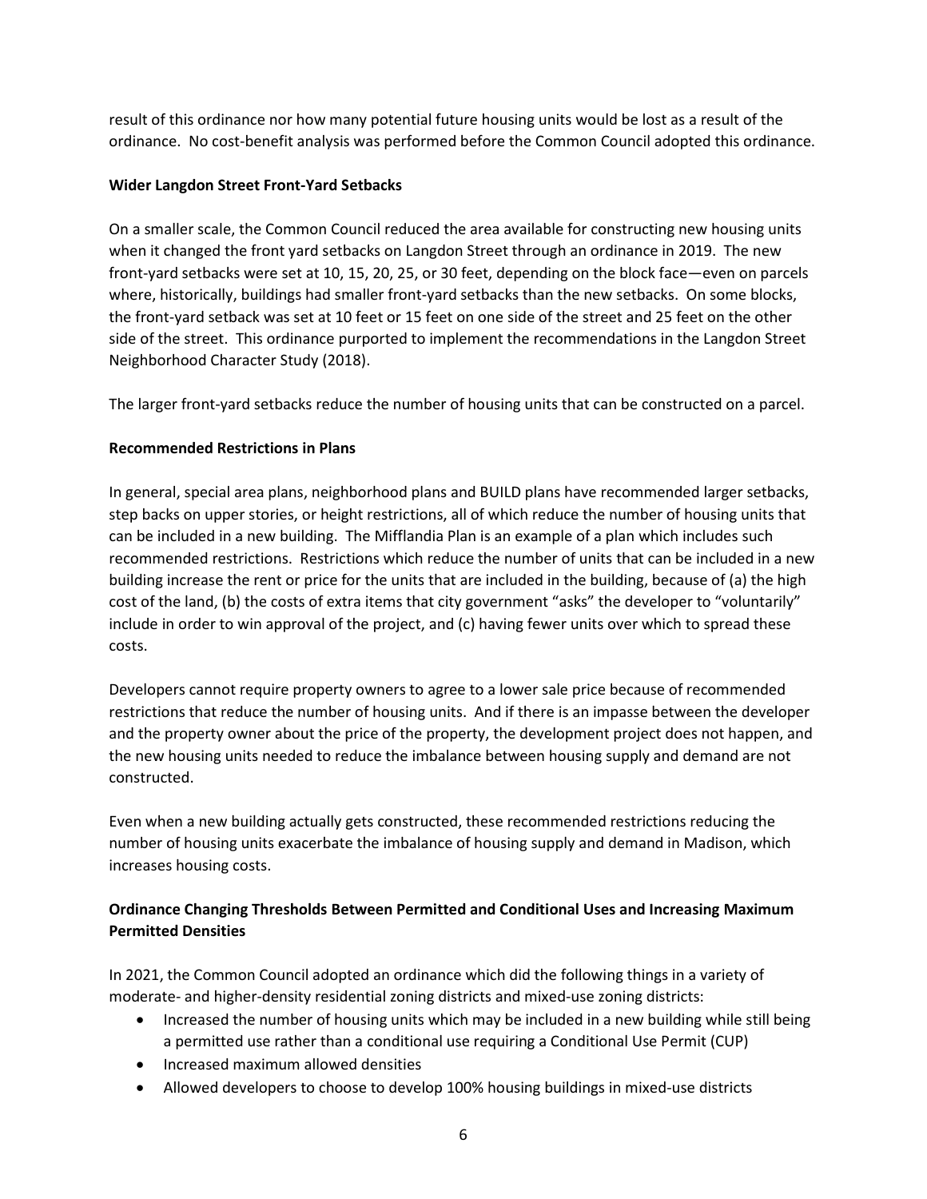result of this ordinance nor how many potential future housing units would be lost as a result of the ordinance. No cost-benefit analysis was performed before the Common Council adopted this ordinance.

**Wider Langdon Street Front-Yard Setbacks**

On a smaller scale, the Common Council reduced the area available for constructing new housing units when it changed the front yard setbacks on Langdon Street through an ordinance in 2019. The new front-yard setbacks were set at 10, 15, 20, 25, or 30 feet, depending on the block face—even on parcels where, historically, buildings had smaller front-yard setbacks than the new setbacks. On some blocks, the front-yard setback was set at 10 feet or 15 feet on one side of the street and 25 feet on the other side of the street. This ordinance purported to implement the recommendations in the Langdon Street Neighborhood Character Study (2018).

The larger front-yard setbacks reduce the number of housing units that can be constructed on a parcel.

**Recommended Restrictions in Plans**

In general, special area plans, neighborhood plans and BUILD plans have recommended larger setbacks, step backs on upper stories, or height restrictions, all of which reduce the number of housing units that can be included in a new building. The Mifflandia Plan is an example of a plan which includes such recommended restrictions. Restrictions which reduce the number of units that can be included in a new building increase the rent or price for the units that are included in the building, because of (a) the high cost of the land, (b) the costs of extra items that city government "asks" the developer to "voluntarily" include in order to win approval of the project, and (c) having fewer units over which to spread these costs.

Developers cannot require property owners to agree to a lower sale price because of recommended restrictions that reduce the number of housing units. And if there is an impasse between the developer and the property owner about the price of the property, the development project does not happen, and the new housing units needed to reduce the imbalance between housing supply and demand are not constructed.

Even when a new building actually gets constructed, these recommended restrictions reducing the number of housing units exacerbate the imbalance of housing supply and demand in Madison, which increases housing costs.

**Ordinance Changing Thresholds Between Permitted and Conditional Uses and Increasing Maximum Permitted Densities**

In 2021, the Common Council adopted an ordinance which did the following things in a variety of moderate- and higher-density residential zoning districts and mixed-use zoning districts:

- Increased the number of housing units which may be included in a new building while still being a permitted use rather than a conditional use requiring a Conditional Use Permit (CUP)
- Increased maximum allowed densities
- Allowed developers to choose to develop 100% housing buildings in mixed-use districts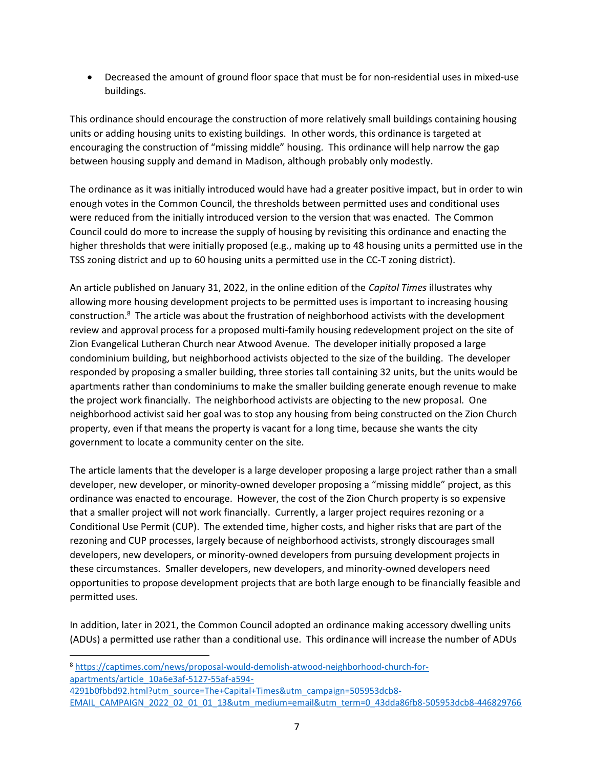- Decreased the amount of ground floor space that must be for non-residential uses in mixed-use buildings.

This ordinance should encourage the construction of more relatively small buildings containing housing units or adding housing units to existing buildings. In other words, this ordinance is targeted at encouraging the construction of "missing middle" housing. This ordinance will help narrow the gap between housing supply and demand in Madison, although probably only modestly.

The ordinance as it was initially introduced would have had a greater positive impact, but in order to win enough votes in the Common Council, the thresholds between permitted uses and conditional uses were reduced from the initially introduced version to the version that was enacted. The Common Council could do more to increase the supply of housing by revisiting this ordinance and enacting the higher thresholds that were initially proposed (e.g., making up to 48 housing units a permitted use in the TSS zoning district and up to 60 housing units a permitted use in the CC-T zoning district).

An article published on January 31, 2022, in the online edition of the *Capitol Times* illustrates why allowing more housing development projects to be permitted uses is important to increasing housing construction.[8] The article was about the frustration of neighborhood activists with the development review and approval process for a proposed multi-family housing redevelopment project on the site of Zion Evangelical Lutheran Church near Atwood Avenue. The developer initially proposed a large condominium building, but neighborhood activists objected to the size of the building. The developer responded by proposing a smaller building, three stories tall containing 32 units, but the units would be apartments rather than condominiums to make the smaller building generate enough revenue to make the project work financially. The neighborhood activists are objecting to the new proposal. One neighborhood activist said her goal was to stop any housing from being constructed on the Zion Church property, even if that means the property is vacant for a long time, because she wants the city government to locate a community center on the site.

The article laments that the developer is a large developer proposing a large project rather than a small developer, new developer, or minority-owned developer proposing a "missing middle" project, as this ordinance was enacted to encourage. However, the cost of the Zion Church property is so expensive that a smaller project will not work financially. Currently, a larger project requires rezoning or a Conditional Use Permit (CUP). The extended time, higher costs, and higher risks that are part of the rezoning and CUP processes, largely because of neighborhood activists, strongly discourages small developers, new developers, or minority-owned developers from pursuing development projects in these circumstances. Smaller developers, new developers, and minority-owned developers need opportunities to propose development projects that are both large enough to be financially feasible and permitted uses.

In addition, later in 2021, the Common Council adopted an ordinance making accessory dwelling units (ADUs) a permitted use rather than a conditional use. This ordinance will increase the number of ADUs

---

[8] https://captimes.com/news/proposal-would-demolish-atwood-neighborhood-church-for-apartments/article_10a6e3af-5127-55af-a594-4291b0fbbd92.html?utm_source=The+Capital+Times&utm_campaign=505953dcb8-EMAIL_CAMPAIGN_2022_02_01_01_13&utm_medium=email&utm_term=0_43dda86fb8-505953dcb8-446829766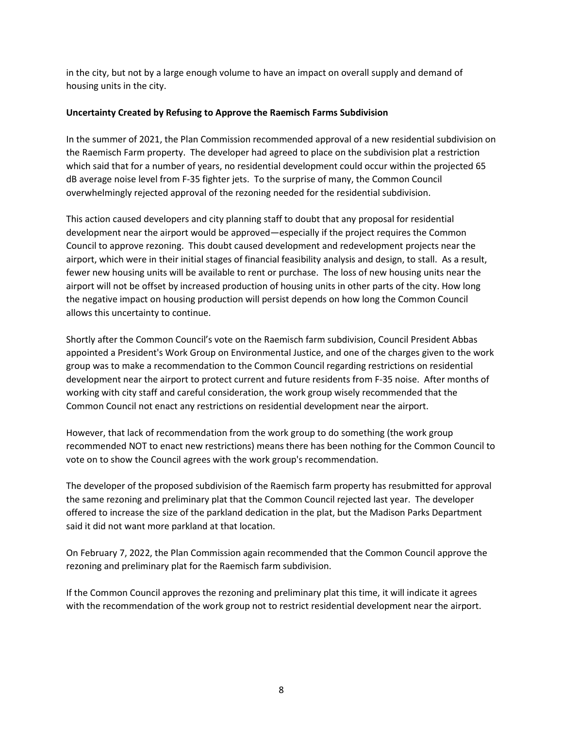in the city, but not by a large enough volume to have an impact on overall supply and demand of housing units in the city.

**Uncertainty Created by Refusing to Approve the Raemisch Farms Subdivision**

In the summer of 2021, the Plan Commission recommended approval of a new residential subdivision on the Raemisch Farm property. The developer had agreed to place on the subdivision plat a restriction which said that for a number of years, no residential development could occur within the projected 65 dB average noise level from F-35 fighter jets. To the surprise of many, the Common Council overwhelmingly rejected approval of the rezoning needed for the residential subdivision.

This action caused developers and city planning staff to doubt that any proposal for residential development near the airport would be approved—especially if the project requires the Common Council to approve rezoning. This doubt caused development and redevelopment projects near the airport, which were in their initial stages of financial feasibility analysis and design, to stall. As a result, fewer new housing units will be available to rent or purchase. The loss of new housing units near the airport will not be offset by increased production of housing units in other parts of the city. How long the negative impact on housing production will persist depends on how long the Common Council allows this uncertainty to continue.

Shortly after the Common Council's vote on the Raemisch farm subdivision, Council President Abbas appointed a President's Work Group on Environmental Justice, and one of the charges given to the work group was to make a recommendation to the Common Council regarding restrictions on residential development near the airport to protect current and future residents from F-35 noise. After months of working with city staff and careful consideration, the work group wisely recommended that the Common Council not enact any restrictions on residential development near the airport.

However, that lack of recommendation from the work group to do something (the work group recommended NOT to enact new restrictions) means there has been nothing for the Common Council to vote on to show the Council agrees with the work group's recommendation.

The developer of the proposed subdivision of the Raemisch farm property has resubmitted for approval the same rezoning and preliminary plat that the Common Council rejected last year. The developer offered to increase the size of the parkland dedication in the plat, but the Madison Parks Department said it did not want more parkland at that location.

On February 7, 2022, the Plan Commission again recommended that the Common Council approve the rezoning and preliminary plat for the Raemisch farm subdivision.

If the Common Council approves the rezoning and preliminary plat this time, it will indicate it agrees with the recommendation of the work group not to restrict residential development near the airport.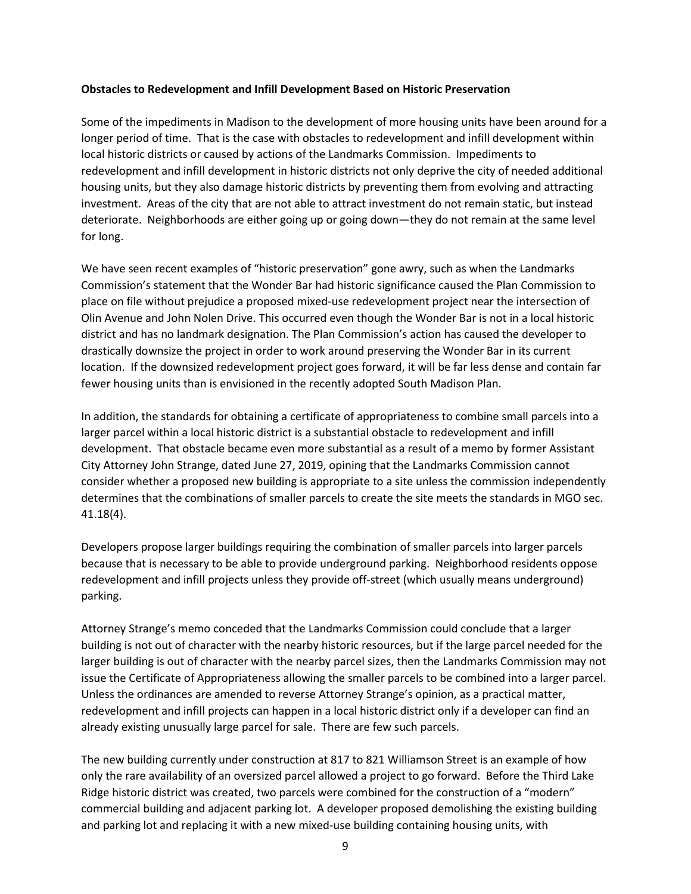**Obstacles to Redevelopment and Infill Development Based on Historic Preservation**

Some of the impediments in Madison to the development of more housing units have been around for a longer period of time. That is the case with obstacles to redevelopment and infill development within local historic districts or caused by actions of the Landmarks Commission. Impediments to redevelopment and infill development in historic districts not only deprive the city of needed additional housing units, but they also damage historic districts by preventing them from evolving and attracting investment. Areas of the city that are not able to attract investment do not remain static, but instead deteriorate. Neighborhoods are either going up or going down—they do not remain at the same level for long.

We have seen recent examples of "historic preservation" gone awry, such as when the Landmarks Commission's statement that the Wonder Bar had historic significance caused the Plan Commission to place on file without prejudice a proposed mixed-use redevelopment project near the intersection of Olin Avenue and John Nolen Drive. This occurred even though the Wonder Bar is not in a local historic district and has no landmark designation. The Plan Commission's action has caused the developer to drastically downsize the project in order to work around preserving the Wonder Bar in its current location. If the downsized redevelopment project goes forward, it will be far less dense and contain far fewer housing units than is envisioned in the recently adopted South Madison Plan.

In addition, the standards for obtaining a certificate of appropriateness to combine small parcels into a larger parcel within a local historic district is a substantial obstacle to redevelopment and infill development. That obstacle became even more substantial as a result of a memo by former Assistant City Attorney John Strange, dated June 27, 2019, opining that the Landmarks Commission cannot consider whether a proposed new building is appropriate to a site unless the commission independently determines that the combinations of smaller parcels to create the site meets the standards in MGO sec. 41.18(4).

Developers propose larger buildings requiring the combination of smaller parcels into larger parcels because that is necessary to be able to provide underground parking. Neighborhood residents oppose redevelopment and infill projects unless they provide off-street (which usually means underground) parking.

Attorney Strange's memo conceded that the Landmarks Commission could conclude that a larger building is not out of character with the nearby historic resources, but if the large parcel needed for the larger building is out of character with the nearby parcel sizes, then the Landmarks Commission may not issue the Certificate of Appropriateness allowing the smaller parcels to be combined into a larger parcel. Unless the ordinances are amended to reverse Attorney Strange's opinion, as a practical matter, redevelopment and infill projects can happen in a local historic district only if a developer can find an already existing unusually large parcel for sale. There are few such parcels.

The new building currently under construction at 817 to 821 Williamson Street is an example of how only the rare availability of an oversized parcel allowed a project to go forward. Before the Third Lake Ridge historic district was created, two parcels were combined for the construction of a "modern" commercial building and adjacent parking lot. A developer proposed demolishing the existing building and parking lot and replacing it with a new mixed-use building containing housing units, with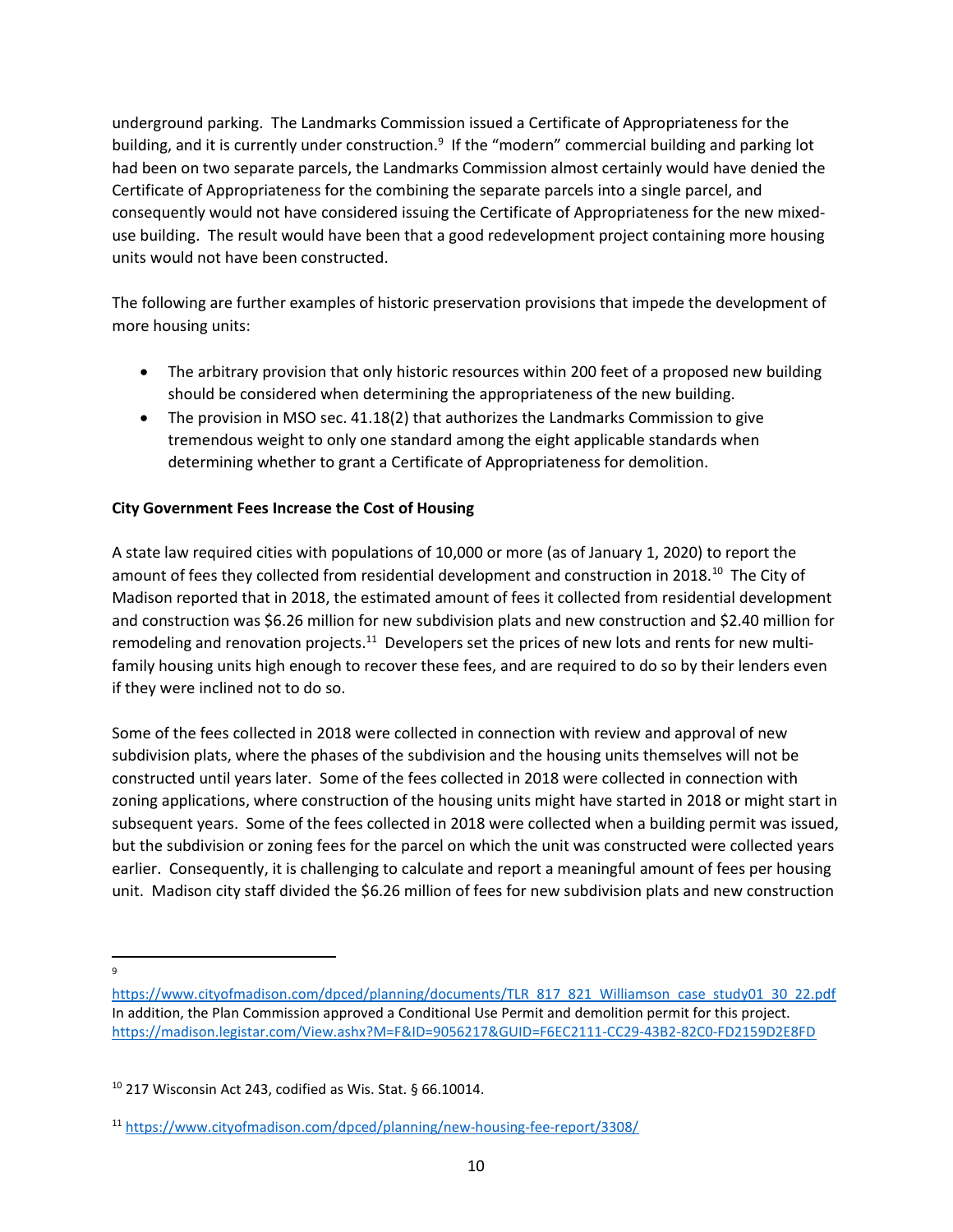underground parking. The Landmarks Commission issued a Certificate of Appropriateness for the building, and it is currently under construction.[9] If the "modern" commercial building and parking lot had been on two separate parcels, the Landmarks Commission almost certainly would have denied the Certificate of Appropriateness for the combining the separate parcels into a single parcel, and consequently would not have considered issuing the Certificate of Appropriateness for the new mixed-use building. The result would have been that a good redevelopment project containing more housing units would not have been constructed.

The following are further examples of historic preservation provisions that impede the development of more housing units:

- The arbitrary provision that only historic resources within 200 feet of a proposed new building should be considered when determining the appropriateness of the new building.
- The provision in MSO sec. 41.18(2) that authorizes the Landmarks Commission to give tremendous weight to only one standard among the eight applicable standards when determining whether to grant a Certificate of Appropriateness for demolition.

**City Government Fees Increase the Cost of Housing**

A state law required cities with populations of 10,000 or more (as of January 1, 2020) to report the amount of fees they collected from residential development and construction in 2018.[10] The City of Madison reported that in 2018, the estimated amount of fees it collected from residential development and construction was $6.26 million for new subdivision plats and new construction and $2.40 million for remodeling and renovation projects.[11] Developers set the prices of new lots and rents for new multi-family housing units high enough to recover these fees, and are required to do so by their lenders even if they were inclined not to do so.

Some of the fees collected in 2018 were collected in connection with review and approval of new subdivision plats, where the phases of the subdivision and the housing units themselves will not be constructed until years later. Some of the fees collected in 2018 were collected in connection with zoning applications, where construction of the housing units might have started in 2018 or might start in subsequent years. Some of the fees collected in 2018 were collected when a building permit was issued, but the subdivision or zoning fees for the parcel on which the unit was constructed were collected years earlier. Consequently, it is challenging to calculate and report a meaningful amount of fees per housing unit. Madison city staff divided the $6.26 million of fees for new subdivision plats and new construction

---

[9] https://www.cityofmadison.com/dpced/planning/documents/TLR_817_821_Williamson_case_study01_30_22.pdf
In addition, the Plan Commission approved a Conditional Use Permit and demolition permit for this project.
https://madison.legistar.com/View.ashx?M=F&ID=9056217&GUID=F6EC2111-CC29-43B2-82C0-FD2159D2E8FD

[10] 217 Wisconsin Act 243, codified as Wis. Stat. § 66.10014.

[11] https://www.cityofmadison.com/dpced/planning/new-housing-fee-report/3308/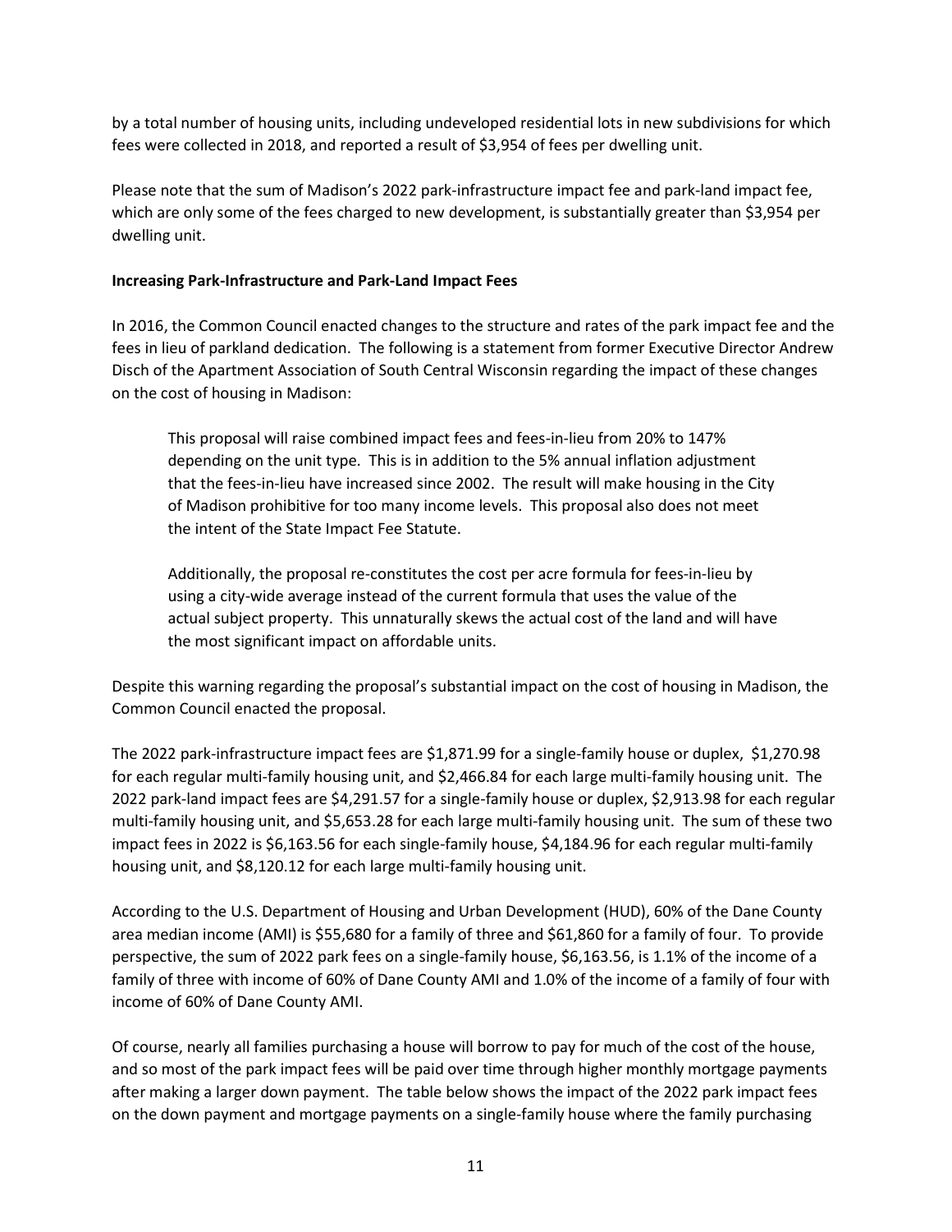by a total number of housing units, including undeveloped residential lots in new subdivisions for which fees were collected in 2018, and reported a result of $3,954 of fees per dwelling unit.

Please note that the sum of Madison's 2022 park-infrastructure impact fee and park-land impact fee, which are only some of the fees charged to new development, is substantially greater than $3,954 per dwelling unit.

**Increasing Park-Infrastructure and Park-Land Impact Fees**

In 2016, the Common Council enacted changes to the structure and rates of the park impact fee and the fees in lieu of parkland dedication. The following is a statement from former Executive Director Andrew Disch of the Apartment Association of South Central Wisconsin regarding the impact of these changes on the cost of housing in Madison:

> This proposal will raise combined impact fees and fees-in-lieu from 20% to 147% depending on the unit type. This is in addition to the 5% annual inflation adjustment that the fees-in-lieu have increased since 2002. The result will make housing in the City of Madison prohibitive for too many income levels. This proposal also does not meet the intent of the State Impact Fee Statute.
>
> Additionally, the proposal re-constitutes the cost per acre formula for fees-in-lieu by using a city-wide average instead of the current formula that uses the value of the actual subject property. This unnaturally skews the actual cost of the land and will have the most significant impact on affordable units.

Despite this warning regarding the proposal's substantial impact on the cost of housing in Madison, the Common Council enacted the proposal.

The 2022 park-infrastructure impact fees are $1,871.99 for a single-family house or duplex, $1,270.98 for each regular multi-family housing unit, and $2,466.84 for each large multi-family housing unit. The 2022 park-land impact fees are $4,291.57 for a single-family house or duplex, $2,913.98 for each regular multi-family housing unit, and $5,653.28 for each large multi-family housing unit. The sum of these two impact fees in 2022 is $6,163.56 for each single-family house, $4,184.96 for each regular multi-family housing unit, and $8,120.12 for each large multi-family housing unit.

According to the U.S. Department of Housing and Urban Development (HUD), 60% of the Dane County area median income (AMI) is $55,680 for a family of three and $61,860 for a family of four. To provide perspective, the sum of 2022 park fees on a single-family house, $6,163.56, is 1.1% of the income of a family of three with income of 60% of Dane County AMI and 1.0% of the income of a family of four with income of 60% of Dane County AMI.

Of course, nearly all families purchasing a house will borrow to pay for much of the cost of the house, and so most of the park impact fees will be paid over time through higher monthly mortgage payments after making a larger down payment. The table below shows the impact of the 2022 park impact fees on the down payment and mortgage payments on a single-family house where the family purchasing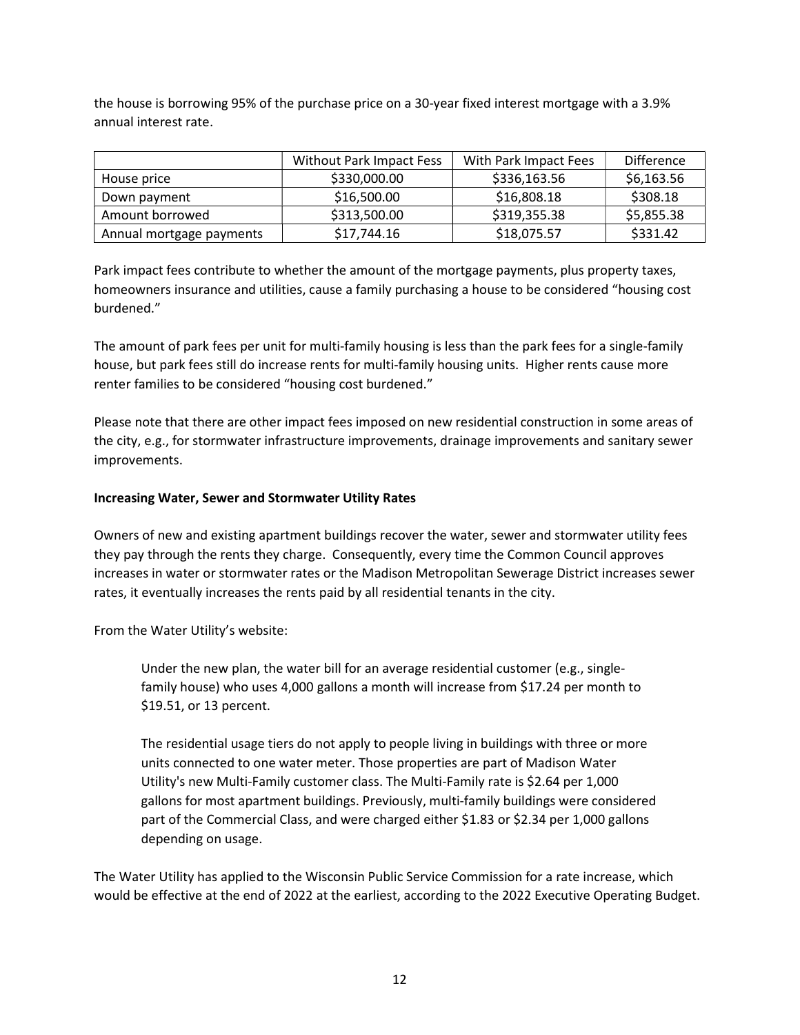the house is borrowing 95% of the purchase price on a 30-year fixed interest mortgage with a 3.9% annual interest rate.

| | Without Park Impact Fess | With Park Impact Fees | Difference |
|---|---|---|---|
| House price | $330,000.00 | $336,163.56 | $6,163.56 |
| Down payment | $16,500.00 | $16,808.18 | $308.18 |
| Amount borrowed | $313,500.00 | $319,355.38 | $5,855.38 |
| Annual mortgage payments | $17,744.16 | $18,075.57 | $331.42 |

Park impact fees contribute to whether the amount of the mortgage payments, plus property taxes, homeowners insurance and utilities, cause a family purchasing a house to be considered "housing cost burdened."

The amount of park fees per unit for multi-family housing is less than the park fees for a single-family house, but park fees still do increase rents for multi-family housing units. Higher rents cause more renter families to be considered "housing cost burdened."

Please note that there are other impact fees imposed on new residential construction in some areas of the city, e.g., for stormwater infrastructure improvements, drainage improvements and sanitary sewer improvements.

**Increasing Water, Sewer and Stormwater Utility Rates**

Owners of new and existing apartment buildings recover the water, sewer and stormwater utility fees they pay through the rents they charge. Consequently, every time the Common Council approves increases in water or stormwater rates or the Madison Metropolitan Sewerage District increases sewer rates, it eventually increases the rents paid by all residential tenants in the city.

From the Water Utility's website:

> Under the new plan, the water bill for an average residential customer (e.g., single-family house) who uses 4,000 gallons a month will increase from $17.24 per month to $19.51, or 13 percent.
>
> The residential usage tiers do not apply to people living in buildings with three or more units connected to one water meter. Those properties are part of Madison Water Utility's new Multi-Family customer class. The Multi-Family rate is $2.64 per 1,000 gallons for most apartment buildings. Previously, multi-family buildings were considered part of the Commercial Class, and were charged either $1.83 or $2.34 per 1,000 gallons depending on usage.

The Water Utility has applied to the Wisconsin Public Service Commission for a rate increase, which would be effective at the end of 2022 at the earliest, according to the 2022 Executive Operating Budget.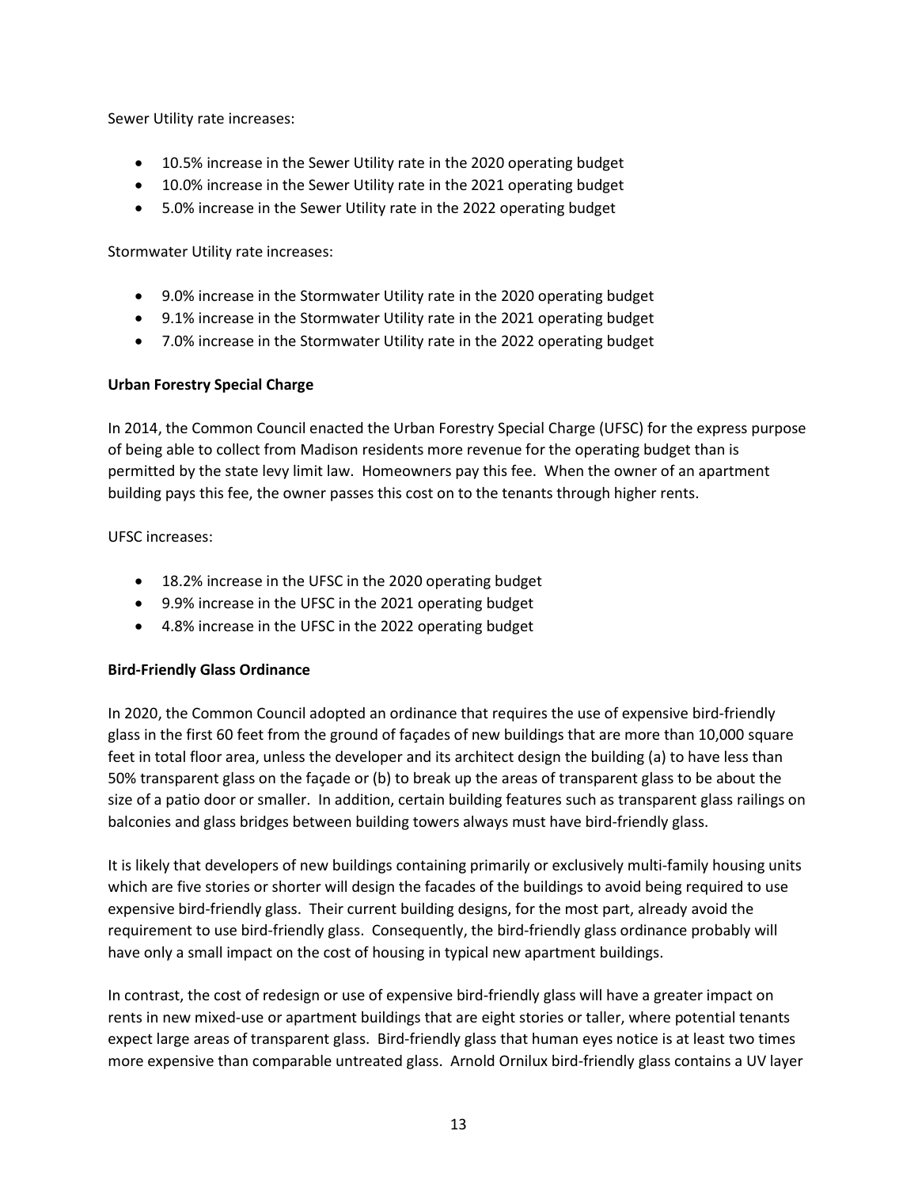Sewer Utility rate increases:

- 10.5% increase in the Sewer Utility rate in the 2020 operating budget
- 10.0% increase in the Sewer Utility rate in the 2021 operating budget
- 5.0% increase in the Sewer Utility rate in the 2022 operating budget

Stormwater Utility rate increases:

- 9.0% increase in the Stormwater Utility rate in the 2020 operating budget
- 9.1% increase in the Stormwater Utility rate in the 2021 operating budget
- 7.0% increase in the Stormwater Utility rate in the 2022 operating budget

**Urban Forestry Special Charge**

In 2014, the Common Council enacted the Urban Forestry Special Charge (UFSC) for the express purpose of being able to collect from Madison residents more revenue for the operating budget than is permitted by the state levy limit law. Homeowners pay this fee. When the owner of an apartment building pays this fee, the owner passes this cost on to the tenants through higher rents.

UFSC increases:

- 18.2% increase in the UFSC in the 2020 operating budget
- 9.9% increase in the UFSC in the 2021 operating budget
- 4.8% increase in the UFSC in the 2022 operating budget

**Bird-Friendly Glass Ordinance**

In 2020, the Common Council adopted an ordinance that requires the use of expensive bird-friendly glass in the first 60 feet from the ground of façades of new buildings that are more than 10,000 square feet in total floor area, unless the developer and its architect design the building (a) to have less than 50% transparent glass on the façade or (b) to break up the areas of transparent glass to be about the size of a patio door or smaller. In addition, certain building features such as transparent glass railings on balconies and glass bridges between building towers always must have bird-friendly glass.

It is likely that developers of new buildings containing primarily or exclusively multi-family housing units which are five stories or shorter will design the facades of the buildings to avoid being required to use expensive bird-friendly glass. Their current building designs, for the most part, already avoid the requirement to use bird-friendly glass. Consequently, the bird-friendly glass ordinance probably will have only a small impact on the cost of housing in typical new apartment buildings.

In contrast, the cost of redesign or use of expensive bird-friendly glass will have a greater impact on rents in new mixed-use or apartment buildings that are eight stories or taller, where potential tenants expect large areas of transparent glass. Bird-friendly glass that human eyes notice is at least two times more expensive than comparable untreated glass. Arnold Ornilux bird-friendly glass contains a UV layer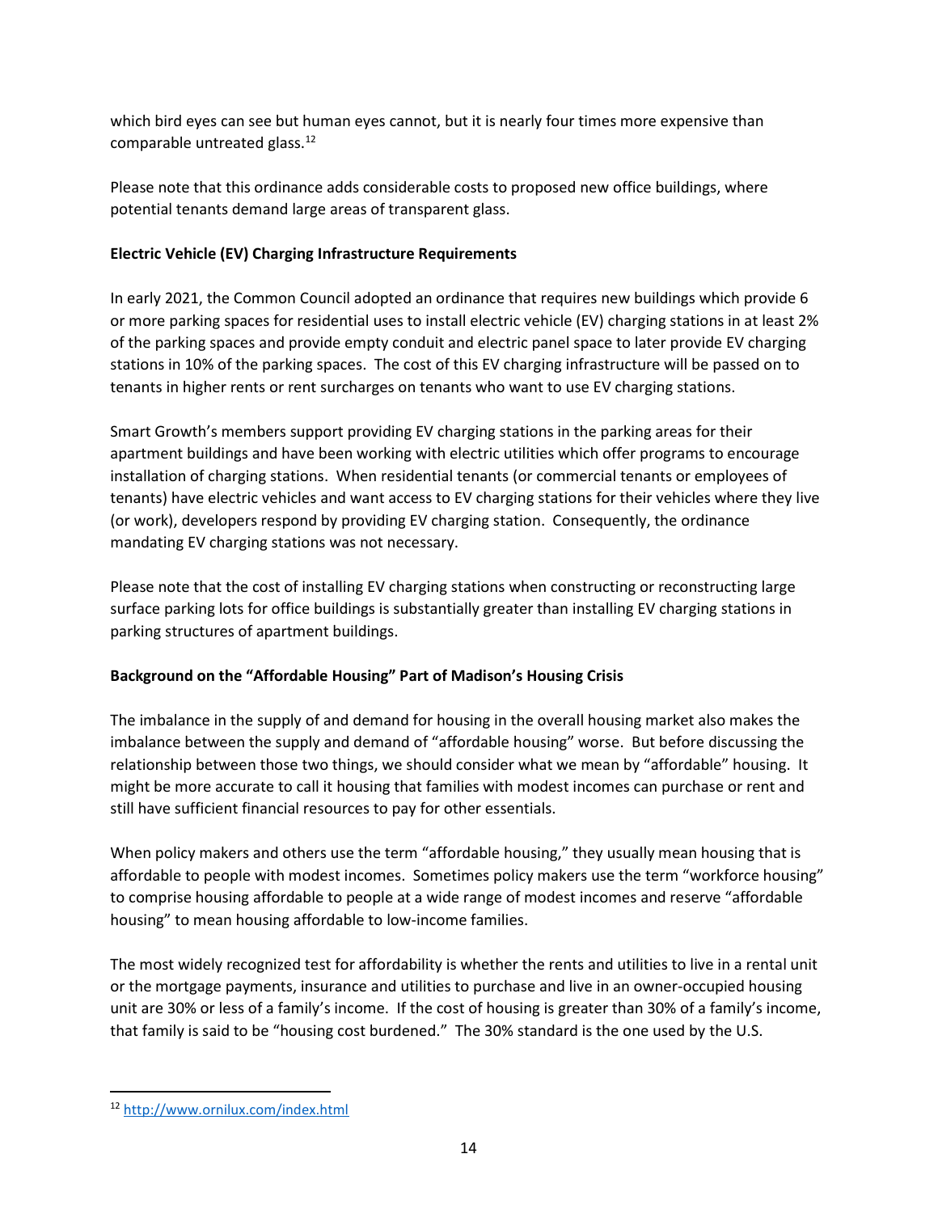which bird eyes can see but human eyes cannot, but it is nearly four times more expensive than comparable untreated glass.[12]

Please note that this ordinance adds considerable costs to proposed new office buildings, where potential tenants demand large areas of transparent glass.

**Electric Vehicle (EV) Charging Infrastructure Requirements**

In early 2021, the Common Council adopted an ordinance that requires new buildings which provide 6 or more parking spaces for residential uses to install electric vehicle (EV) charging stations in at least 2% of the parking spaces and provide empty conduit and electric panel space to later provide EV charging stations in 10% of the parking spaces. The cost of this EV charging infrastructure will be passed on to tenants in higher rents or rent surcharges on tenants who want to use EV charging stations.

Smart Growth's members support providing EV charging stations in the parking areas for their apartment buildings and have been working with electric utilities which offer programs to encourage installation of charging stations. When residential tenants (or commercial tenants or employees of tenants) have electric vehicles and want access to EV charging stations for their vehicles where they live (or work), developers respond by providing EV charging station. Consequently, the ordinance mandating EV charging stations was not necessary.

Please note that the cost of installing EV charging stations when constructing or reconstructing large surface parking lots for office buildings is substantially greater than installing EV charging stations in parking structures of apartment buildings.

**Background on the "Affordable Housing" Part of Madison's Housing Crisis**

The imbalance in the supply of and demand for housing in the overall housing market also makes the imbalance between the supply and demand of "affordable housing" worse. But before discussing the relationship between those two things, we should consider what we mean by "affordable" housing. It might be more accurate to call it housing that families with modest incomes can purchase or rent and still have sufficient financial resources to pay for other essentials.

When policy makers and others use the term "affordable housing," they usually mean housing that is affordable to people with modest incomes. Sometimes policy makers use the term "workforce housing" to comprise housing affordable to people at a wide range of modest incomes and reserve "affordable housing" to mean housing affordable to low-income families.

The most widely recognized test for affordability is whether the rents and utilities to live in a rental unit or the mortgage payments, insurance and utilities to purchase and live in an owner-occupied housing unit are 30% or less of a family's income. If the cost of housing is greater than 30% of a family's income, that family is said to be "housing cost burdened." The 30% standard is the one used by the U.S.

[12] http://www.ornilux.com/index.html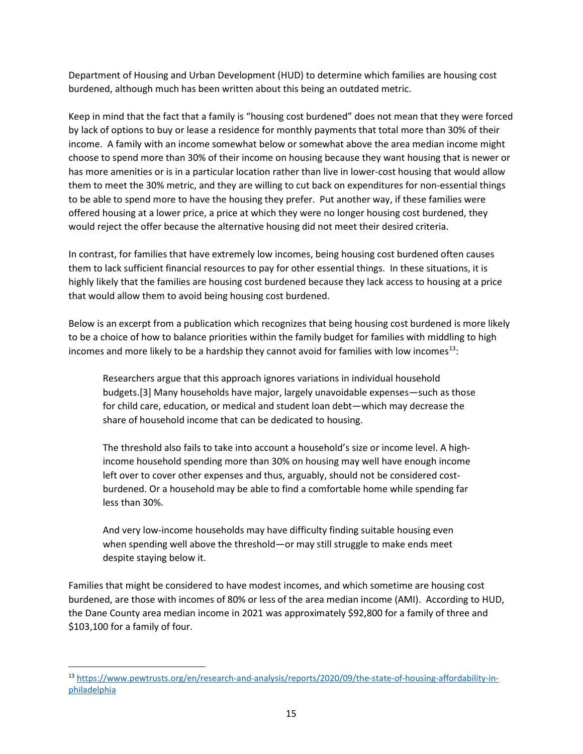Department of Housing and Urban Development (HUD) to determine which families are housing cost burdened, although much has been written about this being an outdated metric.

Keep in mind that the fact that a family is "housing cost burdened" does not mean that they were forced by lack of options to buy or lease a residence for monthly payments that total more than 30% of their income. A family with an income somewhat below or somewhat above the area median income might choose to spend more than 30% of their income on housing because they want housing that is newer or has more amenities or is in a particular location rather than live in lower-cost housing that would allow them to meet the 30% metric, and they are willing to cut back on expenditures for non-essential things to be able to spend more to have the housing they prefer. Put another way, if these families were offered housing at a lower price, a price at which they were no longer housing cost burdened, they would reject the offer because the alternative housing did not meet their desired criteria.

In contrast, for families that have extremely low incomes, being housing cost burdened often causes them to lack sufficient financial resources to pay for other essential things. In these situations, it is highly likely that the families are housing cost burdened because they lack access to housing at a price that would allow them to avoid being housing cost burdened.

Below is an excerpt from a publication which recognizes that being housing cost burdened is more likely to be a choice of how to balance priorities within the family budget for families with middling to high incomes and more likely to be a hardship they cannot avoid for families with low incomes[13]:

> Researchers argue that this approach ignores variations in individual household budgets.[3] Many households have major, largely unavoidable expenses—such as those for child care, education, or medical and student loan debt—which may decrease the share of household income that can be dedicated to housing.
>
> The threshold also fails to take into account a household's size or income level. A high-income household spending more than 30% on housing may well have enough income left over to cover other expenses and thus, arguably, should not be considered cost-burdened. Or a household may be able to find a comfortable home while spending far less than 30%.
>
> And very low-income households may have difficulty finding suitable housing even when spending well above the threshold—or may still struggle to make ends meet despite staying below it.

Families that might be considered to have modest incomes, and which sometime are housing cost burdened, are those with incomes of 80% or less of the area median income (AMI). According to HUD, the Dane County area median income in 2021 was approximately $92,800 for a family of three and $103,100 for a family of four.

---

[13] https://www.pewtrusts.org/en/research-and-analysis/reports/2020/09/the-state-of-housing-affordability-in-philadelphia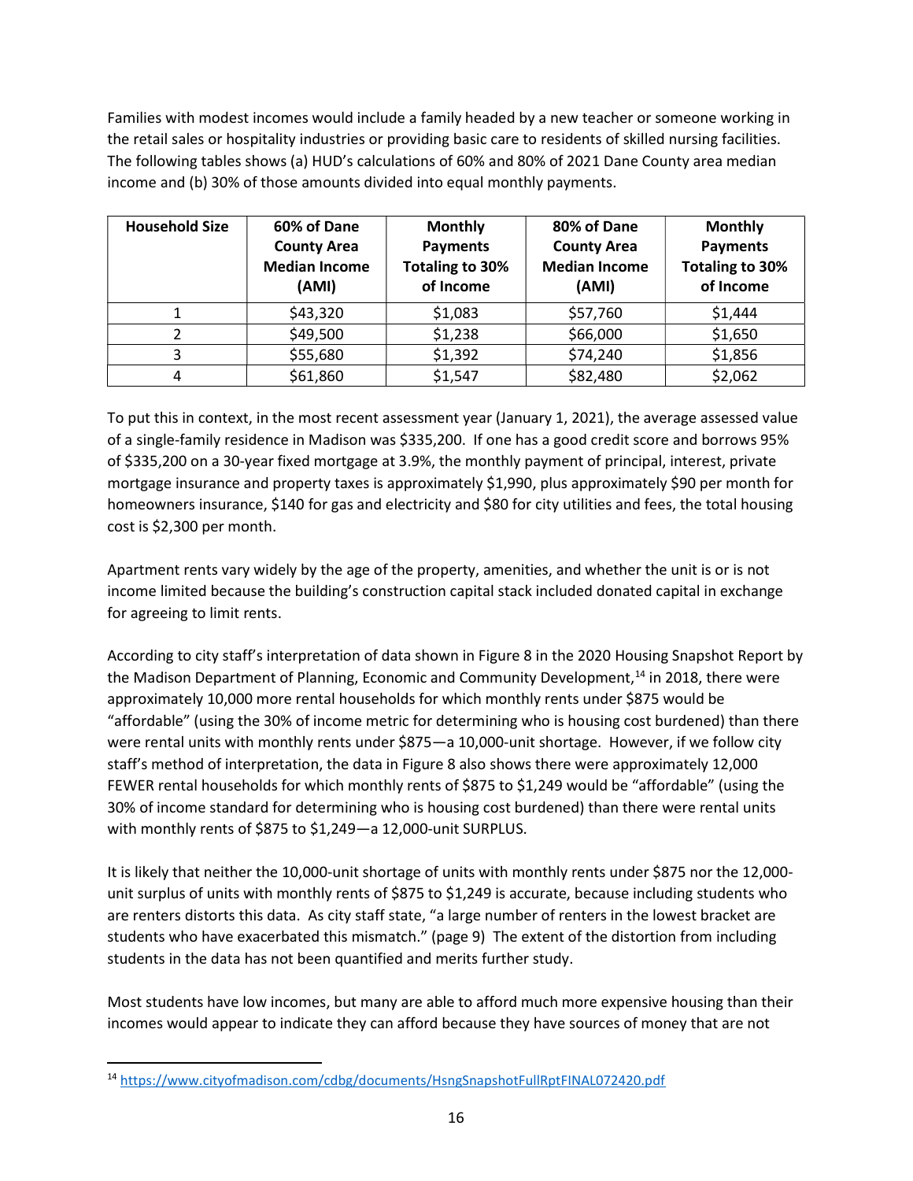Families with modest incomes would include a family headed by a new teacher or someone working in the retail sales or hospitality industries or providing basic care to residents of skilled nursing facilities. The following tables shows (a) HUD's calculations of 60% and 80% of 2021 Dane County area median income and (b) 30% of those amounts divided into equal monthly payments.

| **Household Size** | **60% of Dane County Area Median Income (AMI)** | **Monthly Payments Totaling to 30% of Income** | **80% of Dane County Area Median Income (AMI)** | **Monthly Payments Totaling to 30% of Income** |
|---|---|---|---|---|
| 1 | $43,320 | $1,083 | $57,760 | $1,444 |
| 2 | $49,500 | $1,238 | $66,000 | $1,650 |
| 3 | $55,680 | $1,392 | $74,240 | $1,856 |
| 4 | $61,860 | $1,547 | $82,480 | $2,062 |

To put this in context, in the most recent assessment year (January 1, 2021), the average assessed value of a single-family residence in Madison was $335,200. If one has a good credit score and borrows 95% of $335,200 on a 30-year fixed mortgage at 3.9%, the monthly payment of principal, interest, private mortgage insurance and property taxes is approximately $1,990, plus approximately $90 per month for homeowners insurance, $140 for gas and electricity and $80 for city utilities and fees, the total housing cost is $2,300 per month.

Apartment rents vary widely by the age of the property, amenities, and whether the unit is or is not income limited because the building's construction capital stack included donated capital in exchange for agreeing to limit rents.

According to city staff's interpretation of data shown in Figure 8 in the 2020 Housing Snapshot Report by the Madison Department of Planning, Economic and Community Development,[14] in 2018, there were approximately 10,000 more rental households for which monthly rents under $875 would be "affordable" (using the 30% of income metric for determining who is housing cost burdened) than there were rental units with monthly rents under $875—a 10,000-unit shortage. However, if we follow city staff's method of interpretation, the data in Figure 8 also shows there were approximately 12,000 FEWER rental households for which monthly rents of $875 to $1,249 would be "affordable" (using the 30% of income standard for determining who is housing cost burdened) than there were rental units with monthly rents of $875 to $1,249—a 12,000-unit SURPLUS.

It is likely that neither the 10,000-unit shortage of units with monthly rents under $875 nor the 12,000-unit surplus of units with monthly rents of $875 to $1,249 is accurate, because including students who are renters distorts this data. As city staff state, "a large number of renters in the lowest bracket are students who have exacerbated this mismatch." (page 9) The extent of the distortion from including students in the data has not been quantified and merits further study.

Most students have low incomes, but many are able to afford much more expensive housing than their incomes would appear to indicate they can afford because they have sources of money that are not

[14] https://www.cityofmadison.com/cdbg/documents/HsngSnapshotFullRptFINAL072420.pdf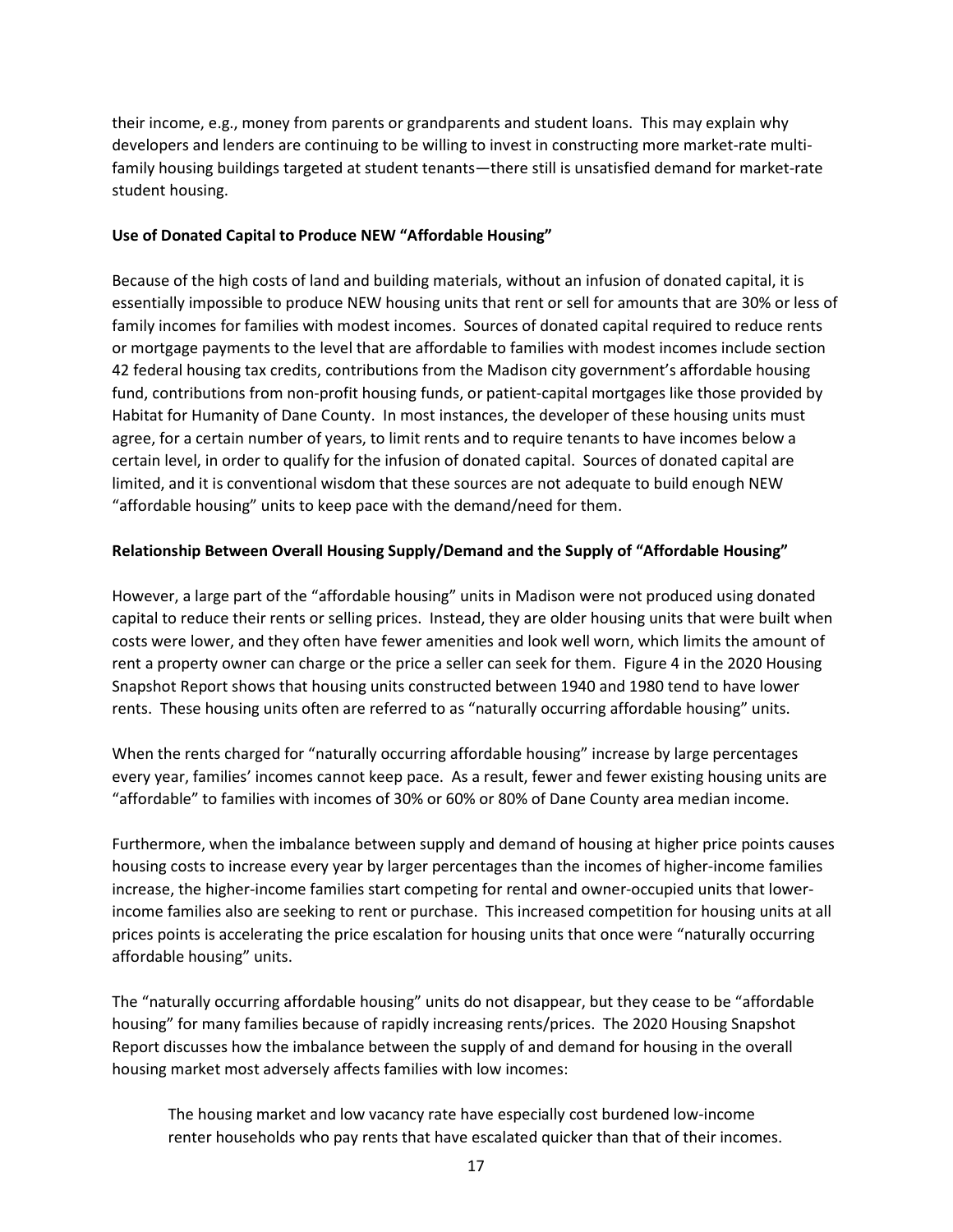their income, e.g., money from parents or grandparents and student loans. This may explain why developers and lenders are continuing to be willing to invest in constructing more market-rate multi-family housing buildings targeted at student tenants—there still is unsatisfied demand for market-rate student housing.

**Use of Donated Capital to Produce NEW "Affordable Housing"**

Because of the high costs of land and building materials, without an infusion of donated capital, it is essentially impossible to produce NEW housing units that rent or sell for amounts that are 30% or less of family incomes for families with modest incomes. Sources of donated capital required to reduce rents or mortgage payments to the level that are affordable to families with modest incomes include section 42 federal housing tax credits, contributions from the Madison city government's affordable housing fund, contributions from non-profit housing funds, or patient-capital mortgages like those provided by Habitat for Humanity of Dane County. In most instances, the developer of these housing units must agree, for a certain number of years, to limit rents and to require tenants to have incomes below a certain level, in order to qualify for the infusion of donated capital. Sources of donated capital are limited, and it is conventional wisdom that these sources are not adequate to build enough NEW "affordable housing" units to keep pace with the demand/need for them.

**Relationship Between Overall Housing Supply/Demand and the Supply of "Affordable Housing"**

However, a large part of the "affordable housing" units in Madison were not produced using donated capital to reduce their rents or selling prices. Instead, they are older housing units that were built when costs were lower, and they often have fewer amenities and look well worn, which limits the amount of rent a property owner can charge or the price a seller can seek for them. Figure 4 in the 2020 Housing Snapshot Report shows that housing units constructed between 1940 and 1980 tend to have lower rents. These housing units often are referred to as "naturally occurring affordable housing" units.

When the rents charged for "naturally occurring affordable housing" increase by large percentages every year, families' incomes cannot keep pace. As a result, fewer and fewer existing housing units are "affordable" to families with incomes of 30% or 60% or 80% of Dane County area median income.

Furthermore, when the imbalance between supply and demand of housing at higher price points causes housing costs to increase every year by larger percentages than the incomes of higher-income families increase, the higher-income families start competing for rental and owner-occupied units that lower-income families also are seeking to rent or purchase. This increased competition for housing units at all prices points is accelerating the price escalation for housing units that once were "naturally occurring affordable housing" units.

The "naturally occurring affordable housing" units do not disappear, but they cease to be "affordable housing" for many families because of rapidly increasing rents/prices. The 2020 Housing Snapshot Report discusses how the imbalance between the supply of and demand for housing in the overall housing market most adversely affects families with low incomes:

> The housing market and low vacancy rate have especially cost burdened low-income renter households who pay rents that have escalated quicker than that of their incomes.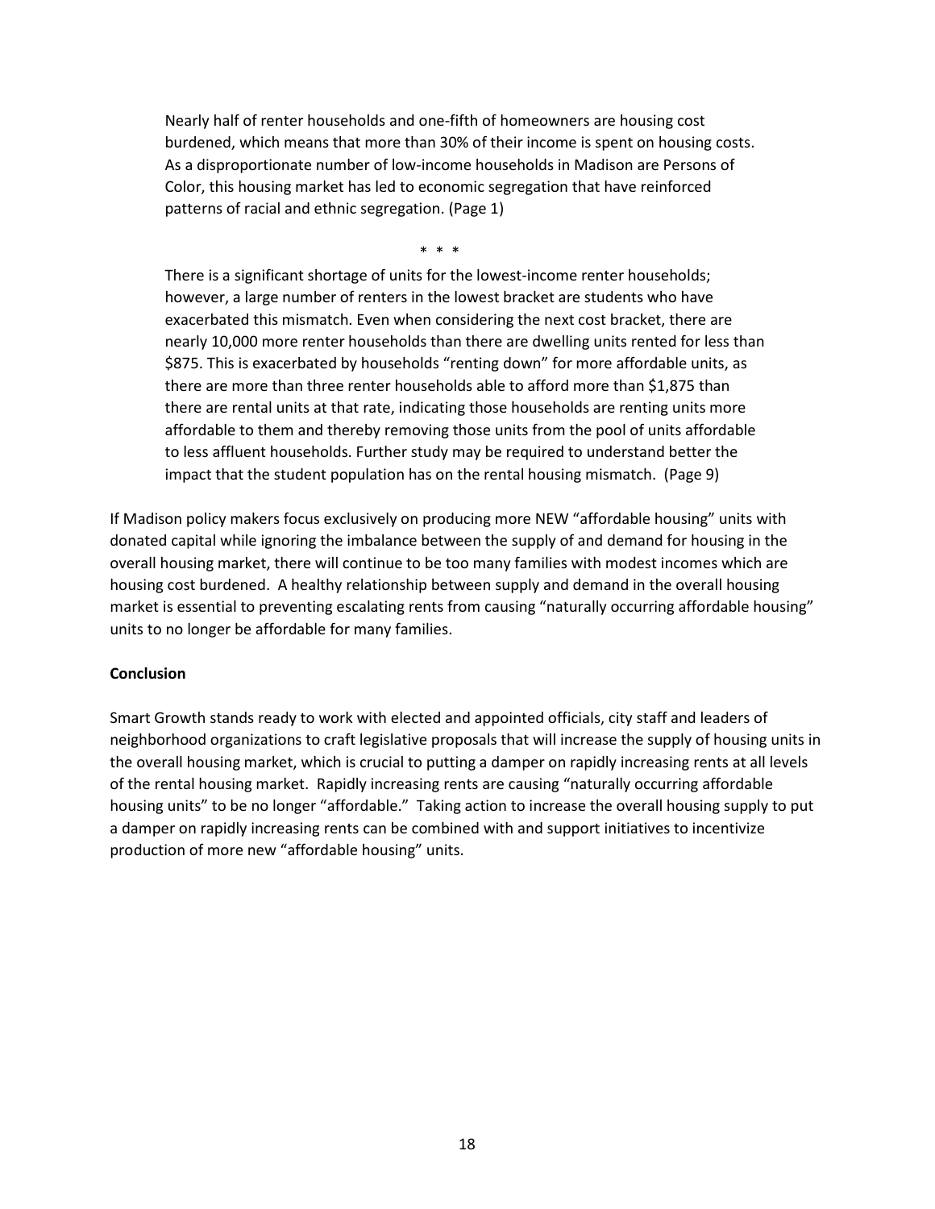> Nearly half of renter households and one-fifth of homeowners are housing cost burdened, which means that more than 30% of their income is spent on housing costs. As a disproportionate number of low-income households in Madison are Persons of Color, this housing market has led to economic segregation that have reinforced patterns of racial and ethnic segregation. (Page 1)
>
> \* \* \*
>
> There is a significant shortage of units for the lowest-income renter households; however, a large number of renters in the lowest bracket are students who have exacerbated this mismatch. Even when considering the next cost bracket, there are nearly 10,000 more renter households than there are dwelling units rented for less than $875. This is exacerbated by households "renting down" for more affordable units, as there are more than three renter households able to afford more than $1,875 than there are rental units at that rate, indicating those households are renting units more affordable to them and thereby removing those units from the pool of units affordable to less affluent households. Further study may be required to understand better the impact that the student population has on the rental housing mismatch. (Page 9)

If Madison policy makers focus exclusively on producing more NEW "affordable housing" units with donated capital while ignoring the imbalance between the supply of and demand for housing in the overall housing market, there will continue to be too many families with modest incomes which are housing cost burdened. A healthy relationship between supply and demand in the overall housing market is essential to preventing escalating rents from causing "naturally occurring affordable housing" units to no longer be affordable for many families.

**Conclusion**

Smart Growth stands ready to work with elected and appointed officials, city staff and leaders of neighborhood organizations to craft legislative proposals that will increase the supply of housing units in the overall housing market, which is crucial to putting a damper on rapidly increasing rents at all levels of the rental housing market. Rapidly increasing rents are causing "naturally occurring affordable housing units" to be no longer "affordable." Taking action to increase the overall housing supply to put a damper on rapidly increasing rents can be combined with and support initiatives to incentivize production of more new "affordable housing" units.